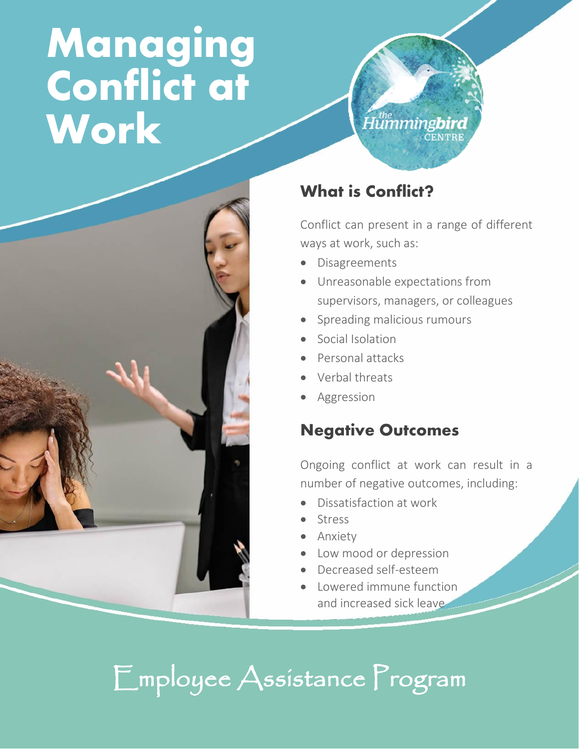# Managing Conflict at Work

## What is Conflict?

Conflict can present in a range of different ways at work, such as:

- Disagreements
- Unreasonable expectations from supervisors, managers, or colleagues
- Spreading malicious rumours
- Social Isolation
- Personal attacks
- Verbal threats
- Aggression

## Negative Outcomes

Ongoing conflict at work can result in a number of negative outcomes, including:

- Dissatisfaction at work
- Stress
- Anxiety
- Low mood or depression
- Decreased self-esteem
- Lowered immune function and increased sick leave

Employee Assistance Program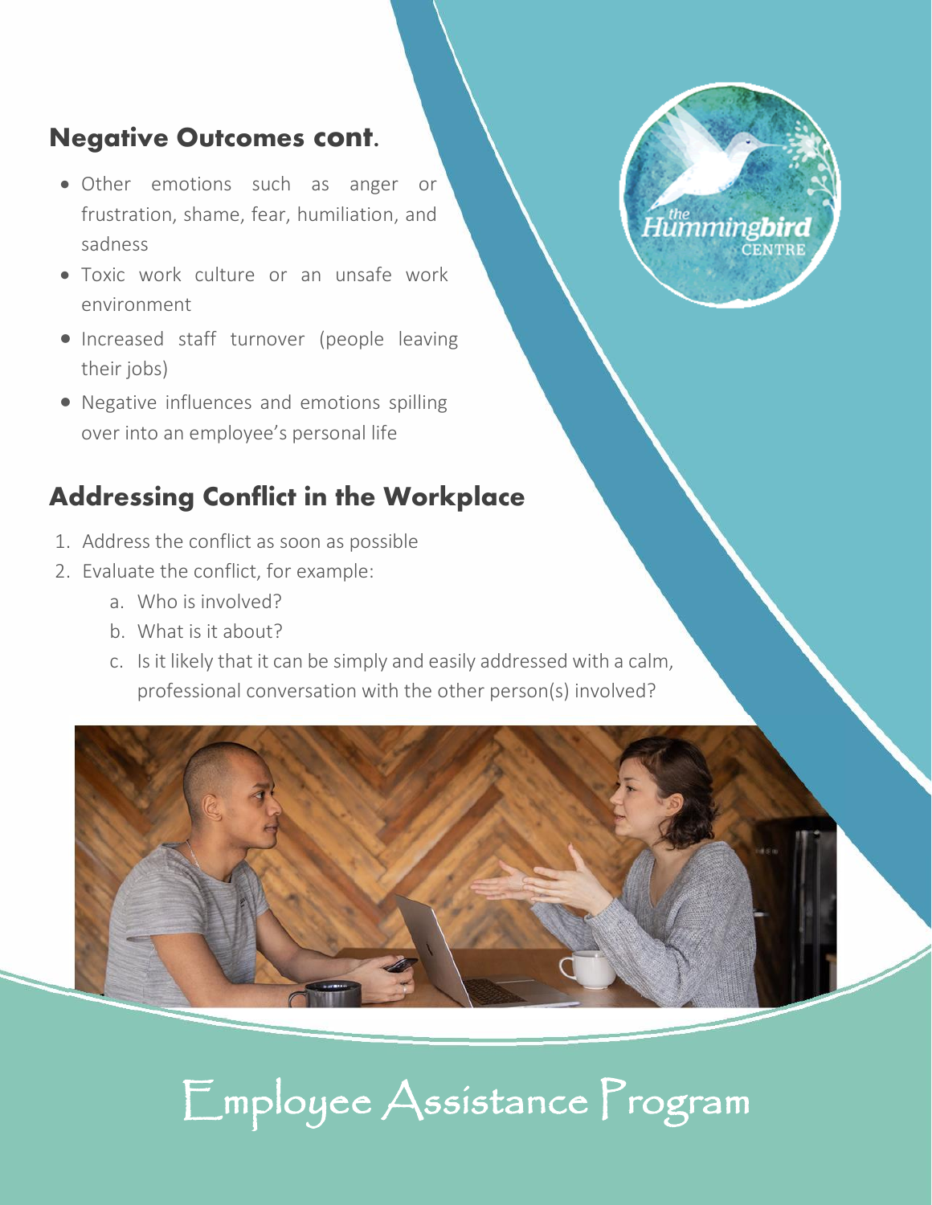## Negative Outcomes cont.

- Other emotions such as anger or frustration, shame, fear, humiliation, and sadness
- Toxic work culture or an unsafe work environment
- Increased staff turnover (people leaving their jobs)
- Negative influences and emotions spilling over into an employee's personal life

## Addressing Conflict in the Workplace

1. Address the conflict as soon as possible
2. Evaluate the conflict, for example:
   a. Who is involved?
   b. What is it about?
   c. Is it likely that it can be simply and easily addressed with a calm, professional conversation with the other person(s) involved?

Employee Assistance Program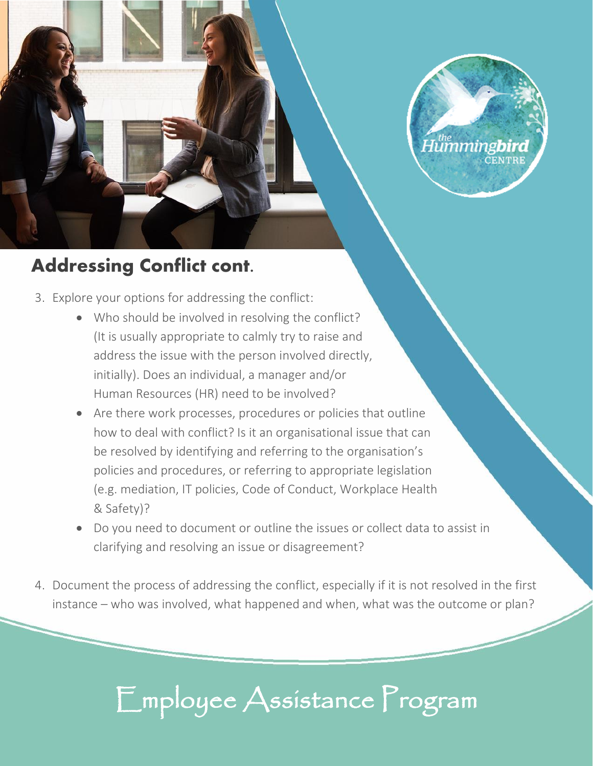## Addressing Conflict cont.

3. Explore your options for addressing the conflict:
    - Who should be involved in resolving the conflict? (It is usually appropriate to calmly try to raise and address the issue with the person involved directly, initially). Does an individual, a manager and/or Human Resources (HR) need to be involved?
    - Are there work processes, procedures or policies that outline how to deal with conflict? Is it an organisational issue that can be resolved by identifying and referring to the organisation's policies and procedures, or referring to appropriate legislation (e.g. mediation, IT policies, Code of Conduct, Workplace Health & Safety)?
    - Do you need to document or outline the issues or collect data to assist in clarifying and resolving an issue or disagreement?

4. Document the process of addressing the conflict, especially if it is not resolved in the first instance – who was involved, what happened and when, what was the outcome or plan?

Employee Assistance Program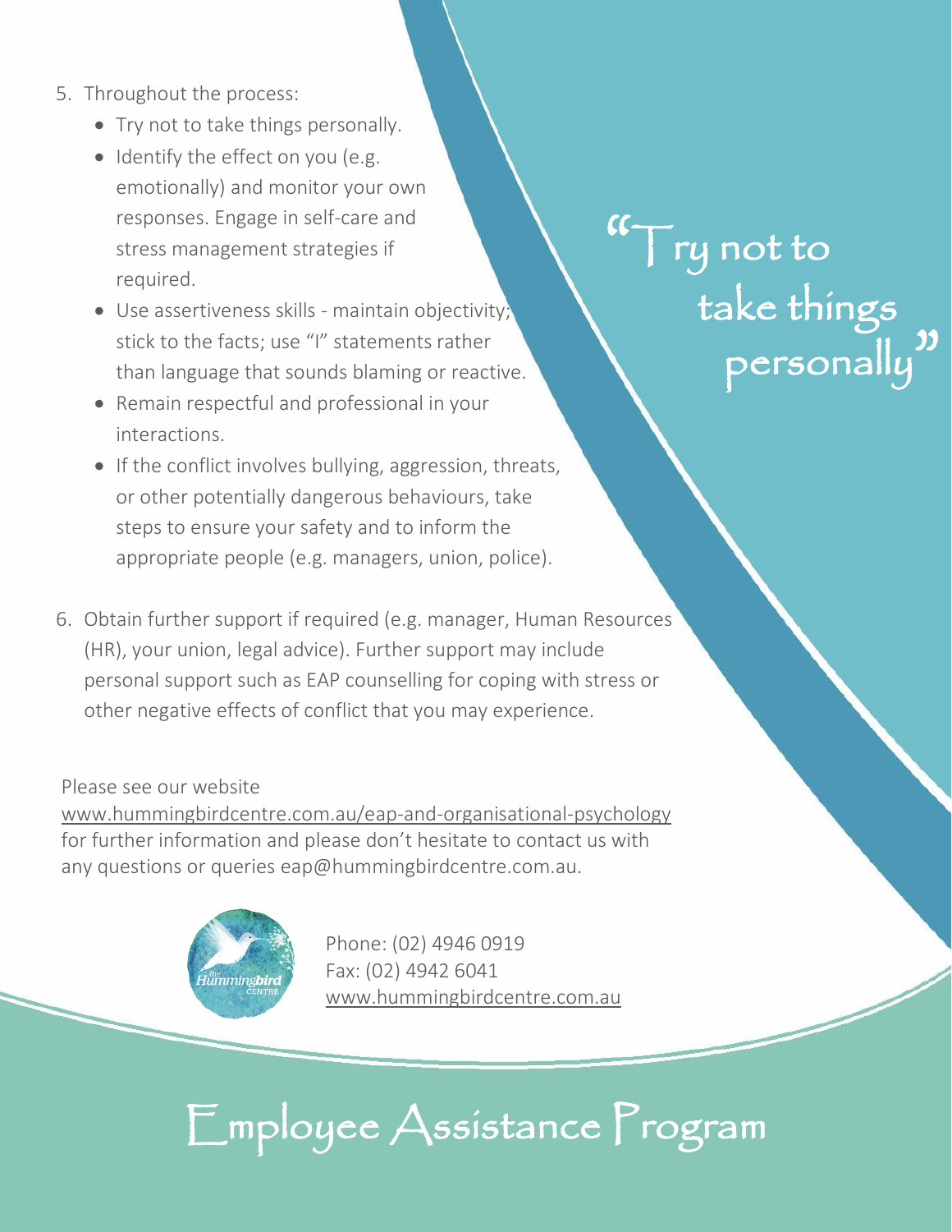5. Throughout the process:
    - Try not to take things personally.
    - Identify the effect on you (e.g. emotionally) and monitor your own responses. Engage in self-care and stress management strategies if required.
    - Use assertiveness skills - maintain objectivity; stick to the facts; use "I" statements rather than language that sounds blaming or reactive.
    - Remain respectful and professional in your interactions.
    - If the conflict involves bullying, aggression, threats, or other potentially dangerous behaviours, take steps to ensure your safety and to inform the appropriate people (e.g. managers, union, police).

"Try not to take things personally"

6. Obtain further support if required (e.g. manager, Human Resources (HR), your union, legal advice). Further support may include personal support such as EAP counselling for coping with stress or other negative effects of conflict that you may experience.

Please see our website www.hummingbirdcentre.com.au/eap-and-organisational-psychology for further information and please don't hesitate to contact us with any questions or queries eap@hummingbirdcentre.com.au.

the Hummingbird CENTRE

Phone: (02) 4946 0919
Fax: (02) 4942 6041
www.hummingbirdcentre.com.au

# Employee Assistance Program